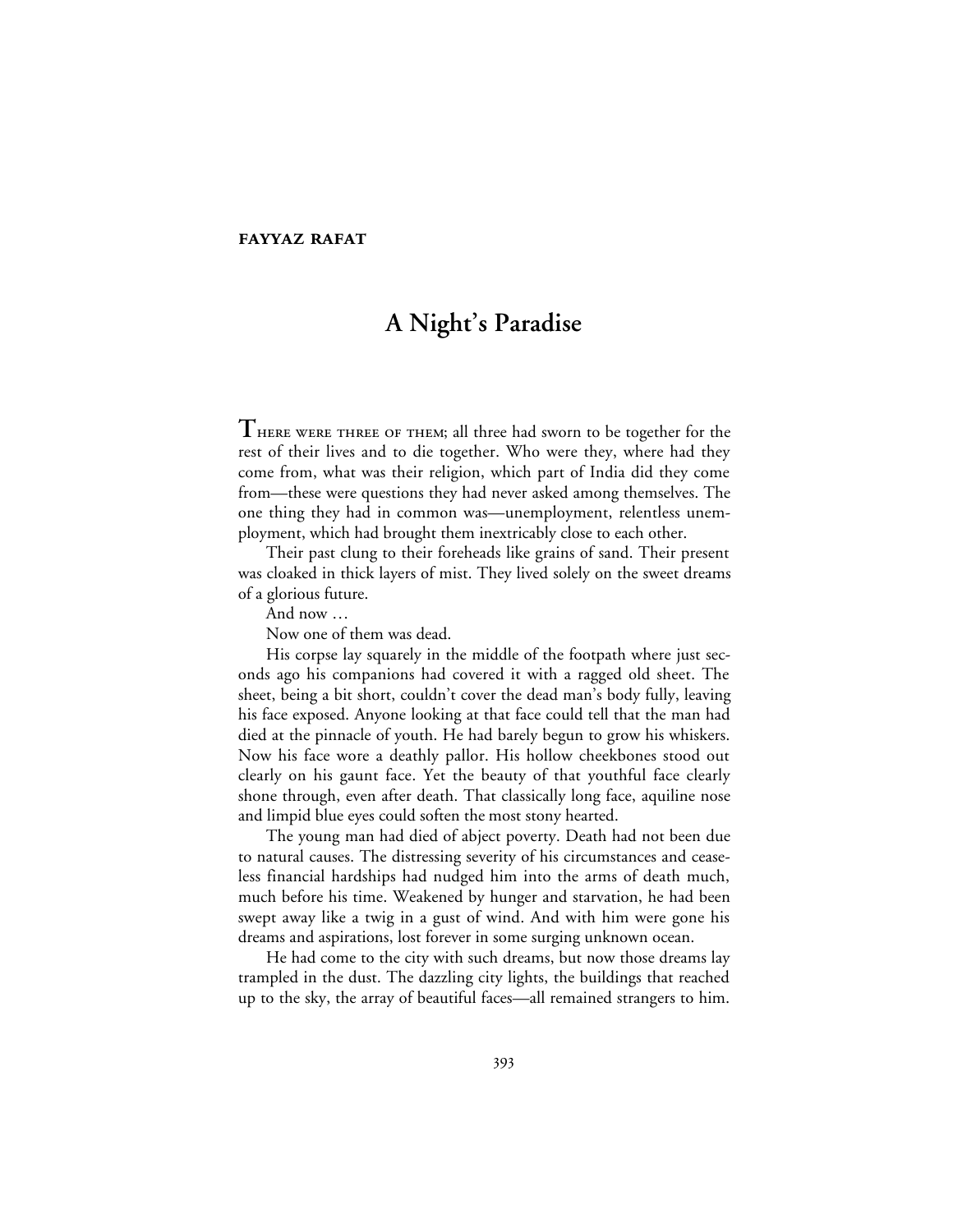**FAYYAZ RAFAT**

# A Night's Paradise

THERE WERE THREE OF THEM; all three had sworn to be together for the rest of their lives and to die together. Who were they, where had they come from, what was their religion, which part of India did they come from—these were questions they had never asked among themselves. The one thing they had in common was—unemployment, relentless unemployment, which had brought them inextricably close to each other.

Their past clung to their foreheads like grains of sand. Their present was cloaked in thick layers of mist. They lived solely on the sweet dreams of a glorious future.

And now …

Now one of them was dead.

His corpse lay squarely in the middle of the footpath where just seconds ago his companions had covered it with a ragged old sheet. The sheet, being a bit short, couldn't cover the dead man's body fully, leaving his face exposed. Anyone looking at that face could tell that the man had died at the pinnacle of youth. He had barely begun to grow his whiskers. Now his face wore a deathly pallor. His hollow cheekbones stood out clearly on his gaunt face. Yet the beauty of that youthful face clearly shone through, even after death. That classically long face, aquiline nose and limpid blue eyes could soften the most stony hearted.

The young man had died of abject poverty. Death had not been due to natural causes. The distressing severity of his circumstances and ceaseless financial hardships had nudged him into the arms of death much, much before his time. Weakened by hunger and starvation, he had been swept away like a twig in a gust of wind. And with him were gone his dreams and aspirations, lost forever in some surging unknown ocean.

He had come to the city with such dreams, but now those dreams lay trampled in the dust. The dazzling city lights, the buildings that reached up to the sky, the array of beautiful faces—all remained strangers to him.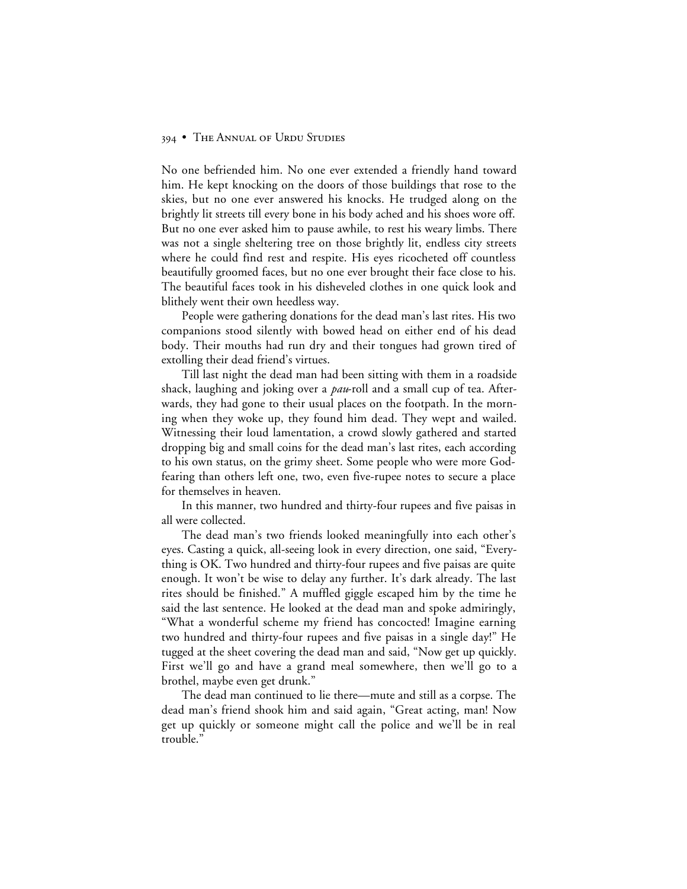No one befriended him. No one ever extended a friendly hand toward him. He kept knocking on the doors of those buildings that rose to the skies, but no one ever answered his knocks. He trudged along on the brightly lit streets till every bone in his body ached and his shoes wore off. But no one ever asked him to pause awhile, to rest his weary limbs. There was not a single sheltering tree on those brightly lit, endless city streets where he could find rest and respite. His eyes ricocheted off countless beautifully groomed faces, but no one ever brought their face close to his. The beautiful faces took in his disheveled clothes in one quick look and blithely went their own heedless way.

People were gathering donations for the dead man's last rites. His two companions stood silently with bowed head on either end of his dead body. Their mouths had run dry and their tongues had grown tired of extolling their dead friend's virtues.

Till last night the dead man had been sitting with them in a roadside shack, laughing and joking over a *pau*-roll and a small cup of tea. Afterwards, they had gone to their usual places on the footpath. In the morning when they woke up, they found him dead. They wept and wailed. Witnessing their loud lamentation, a crowd slowly gathered and started dropping big and small coins for the dead man's last rites, each according to his own status, on the grimy sheet. Some people who were more God-fearing than others left one, two, even five-rupee notes to secure a place for themselves in heaven.

In this manner, two hundred and thirty-four rupees and five paisas in all were collected.

The dead man's two friends looked meaningfully into each other's eyes. Casting a quick, all-seeing look in every direction, one said, "Everything is OK. Two hundred and thirty-four rupees and five paisas are quite enough. It won't be wise to delay any further. It's dark already. The last rites should be finished." A muffled giggle escaped him by the time he said the last sentence. He looked at the dead man and spoke admiringly, "What a wonderful scheme my friend has concocted! Imagine earning two hundred and thirty-four rupees and five paisas in a single day!" He tugged at the sheet covering the dead man and said, "Now get up quickly. First we'll go and have a grand meal somewhere, then we'll go to a brothel, maybe even get drunk."

The dead man continued to lie there—mute and still as a corpse. The dead man's friend shook him and said again, "Great acting, man! Now get up quickly or someone might call the police and we'll be in real trouble."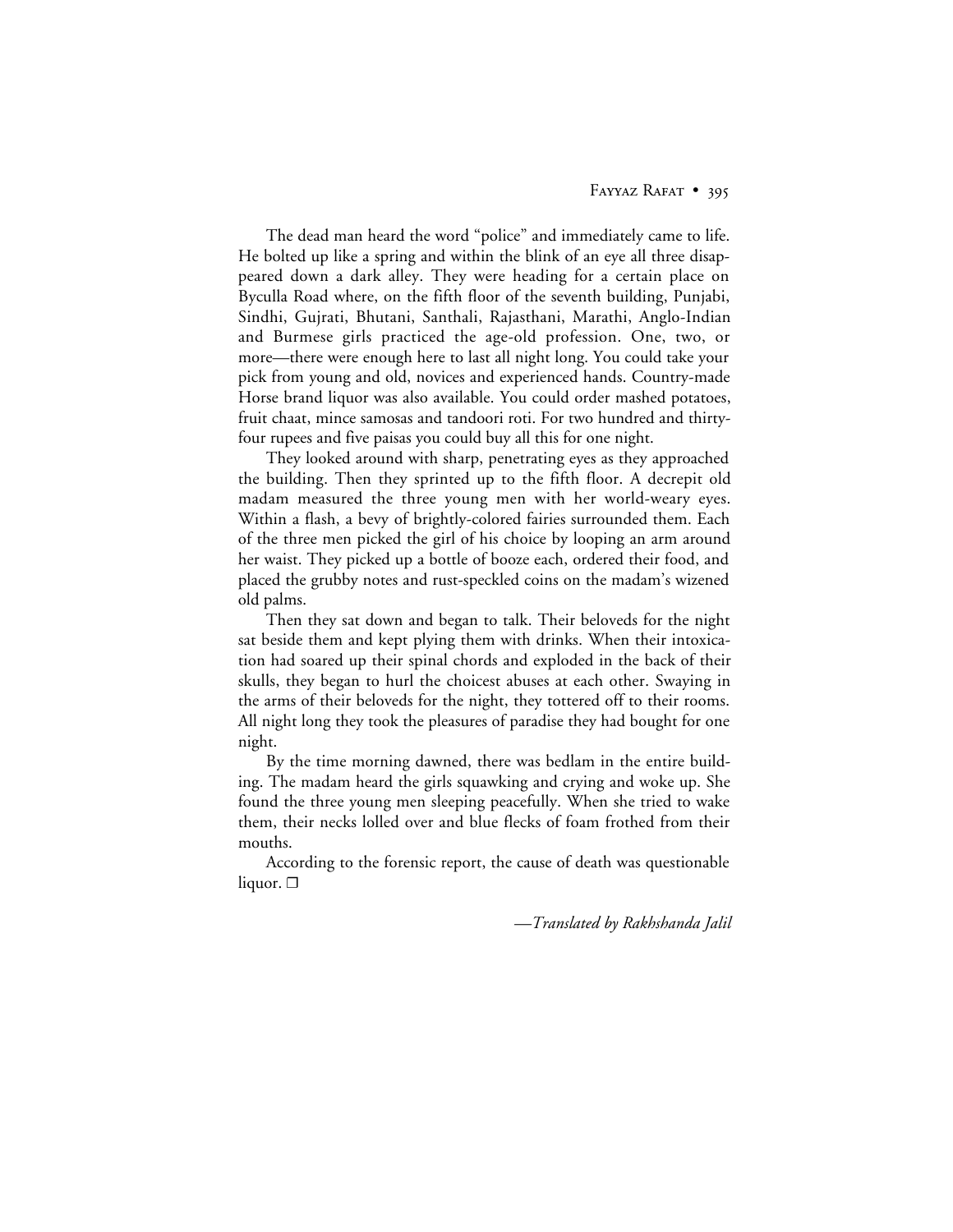The dead man heard the word "police" and immediately came to life. He bolted up like a spring and within the blink of an eye all three disappeared down a dark alley. They were heading for a certain place on Byculla Road where, on the fifth floor of the seventh building, Punjabi, Sindhi, Gujrati, Bhutani, Santhali, Rajasthani, Marathi, Anglo-Indian and Burmese girls practiced the age-old profession. One, two, or more—there were enough here to last all night long. You could take your pick from young and old, novices and experienced hands. Country-made Horse brand liquor was also available. You could order mashed potatoes, fruit chaat, mince samosas and tandoori roti. For two hundred and thirty-four rupees and five paisas you could buy all this for one night.

They looked around with sharp, penetrating eyes as they approached the building. Then they sprinted up to the fifth floor. A decrepit old madam measured the three young men with her world-weary eyes. Within a flash, a bevy of brightly-colored fairies surrounded them. Each of the three men picked the girl of his choice by looping an arm around her waist. They picked up a bottle of booze each, ordered their food, and placed the grubby notes and rust-speckled coins on the madam's wizened old palms.

Then they sat down and began to talk. Their beloveds for the night sat beside them and kept plying them with drinks. When their intoxication had soared up their spinal chords and exploded in the back of their skulls, they began to hurl the choicest abuses at each other. Swaying in the arms of their beloveds for the night, they tottered off to their rooms. All night long they took the pleasures of paradise they had bought for one night.

By the time morning dawned, there was bedlam in the entire building. The madam heard the girls squawking and crying and woke up. She found the three young men sleeping peacefully. When she tried to wake them, their necks lolled over and blue flecks of foam frothed from their mouths.

According to the forensic report, the cause of death was questionable liquor. ❐

*—Translated by Rakhshanda Jalil*